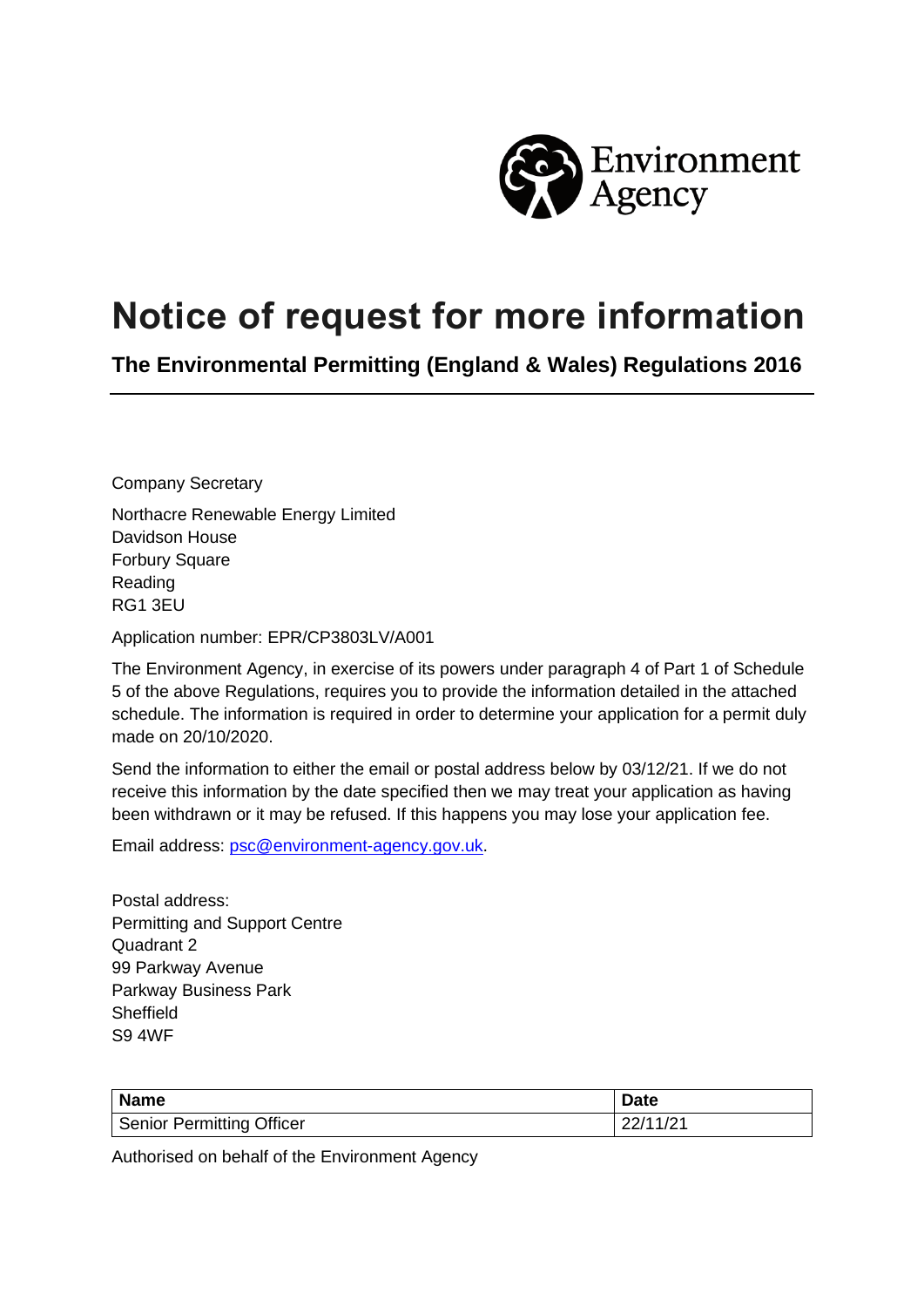Environment Agency

# Notice of request for more information

## The Environmental Permitting (England & Wales) Regulations 2016

Company Secretary

Northacre Renewable Energy Limited
Davidson House
Forbury Square
Reading
RG1 3EU

Application number: EPR/CP3803LV/A001

The Environment Agency, in exercise of its powers under paragraph 4 of Part 1 of Schedule 5 of the above Regulations, requires you to provide the information detailed in the attached schedule. The information is required in order to determine your application for a permit duly made on 20/10/2020.

Send the information to either the email or postal address below by 03/12/21. If we do not receive this information by the date specified then we may treat your application as having been withdrawn or it may be refused. If this happens you may lose your application fee.

Email address: psc@environment-agency.gov.uk.

Postal address:
Permitting and Support Centre
Quadrant 2
99 Parkway Avenue
Parkway Business Park
Sheffield
S9 4WF

| Name | Date |
| --- | --- |
| Senior Permitting Officer | 22/11/21 |

Authorised on behalf of the Environment Agency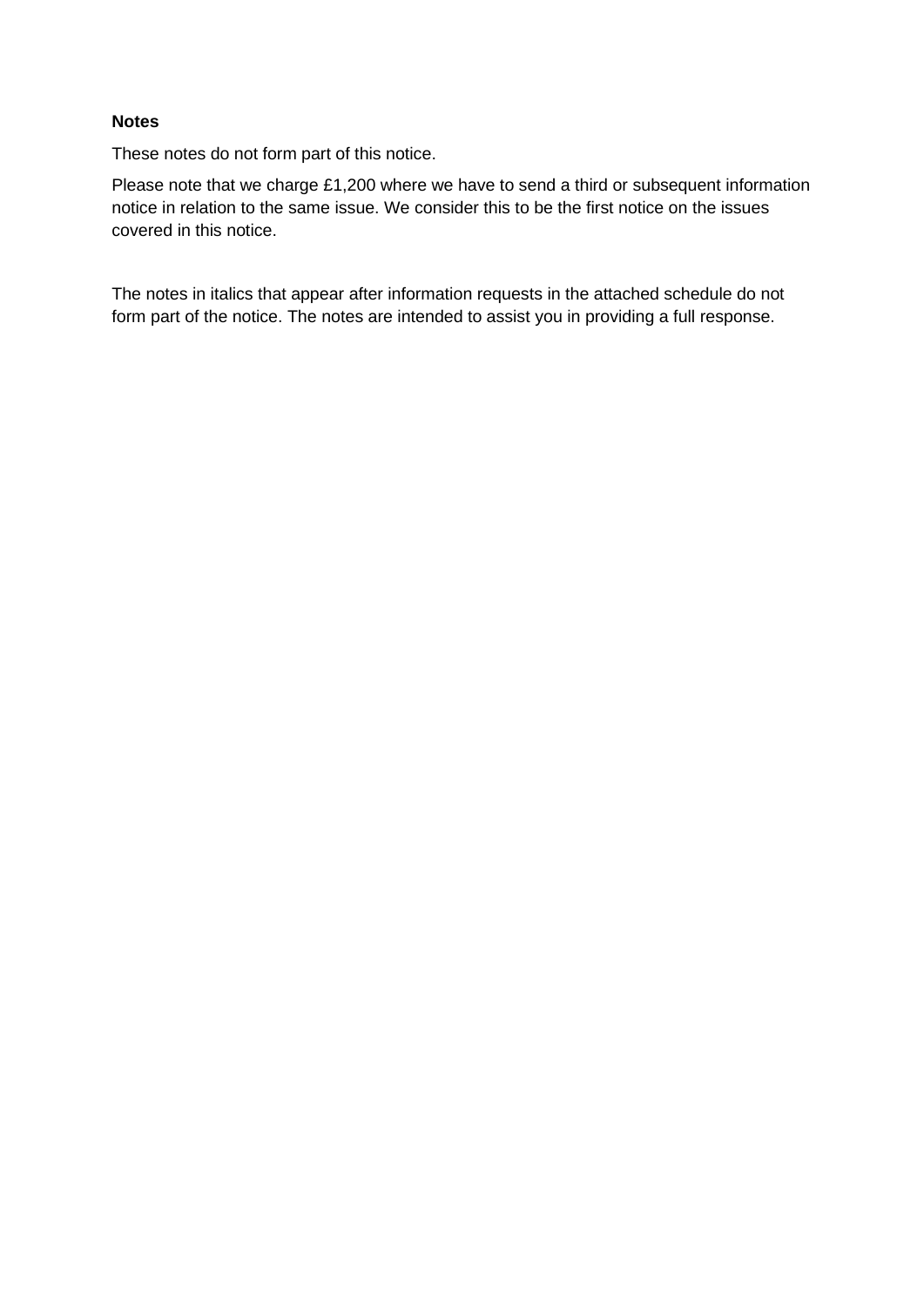**Notes**

These notes do not form part of this notice.

Please note that we charge £1,200 where we have to send a third or subsequent information notice in relation to the same issue. We consider this to be the first notice on the issues covered in this notice.

The notes in italics that appear after information requests in the attached schedule do not form part of the notice. The notes are intended to assist you in providing a full response.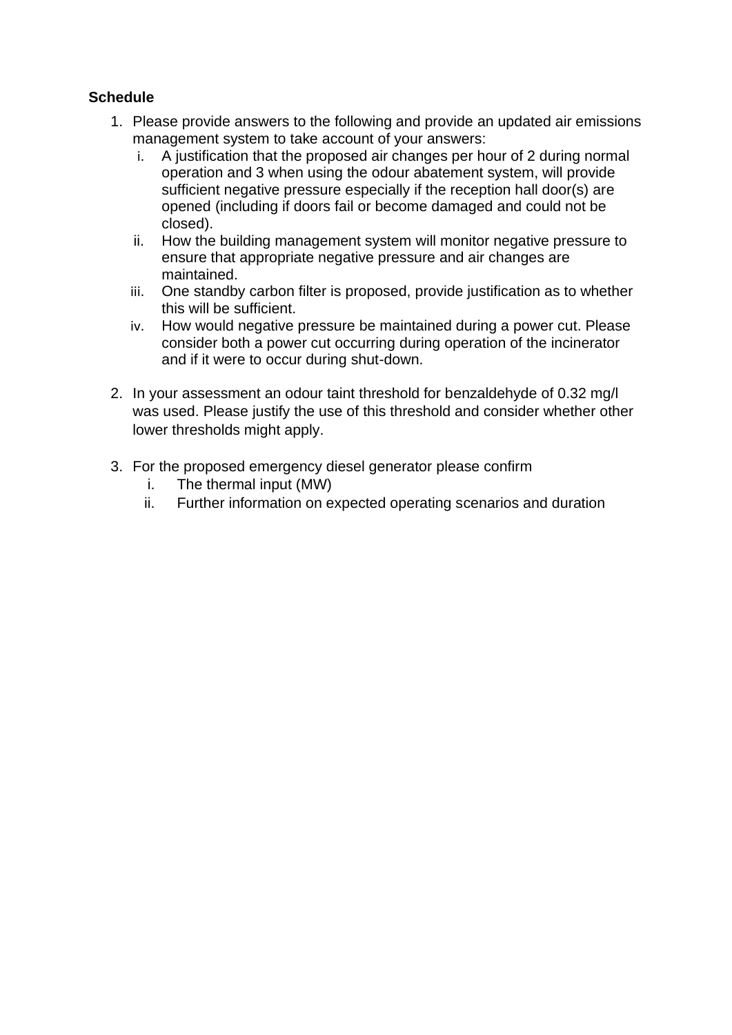**Schedule**

1. Please provide answers to the following and provide an updated air emissions management system to take account of your answers:
   i. A justification that the proposed air changes per hour of 2 during normal operation and 3 when using the odour abatement system, will provide sufficient negative pressure especially if the reception hall door(s) are opened (including if doors fail or become damaged and could not be closed).
   ii. How the building management system will monitor negative pressure to ensure that appropriate negative pressure and air changes are maintained.
   iii. One standby carbon filter is proposed, provide justification as to whether this will be sufficient.
   iv. How would negative pressure be maintained during a power cut. Please consider both a power cut occurring during operation of the incinerator and if it were to occur during shut-down.

2. In your assessment an odour taint threshold for benzaldehyde of 0.32 mg/l was used. Please justify the use of this threshold and consider whether other lower thresholds might apply.

3. For the proposed emergency diesel generator please confirm
   i. The thermal input (MW)
   ii. Further information on expected operating scenarios and duration